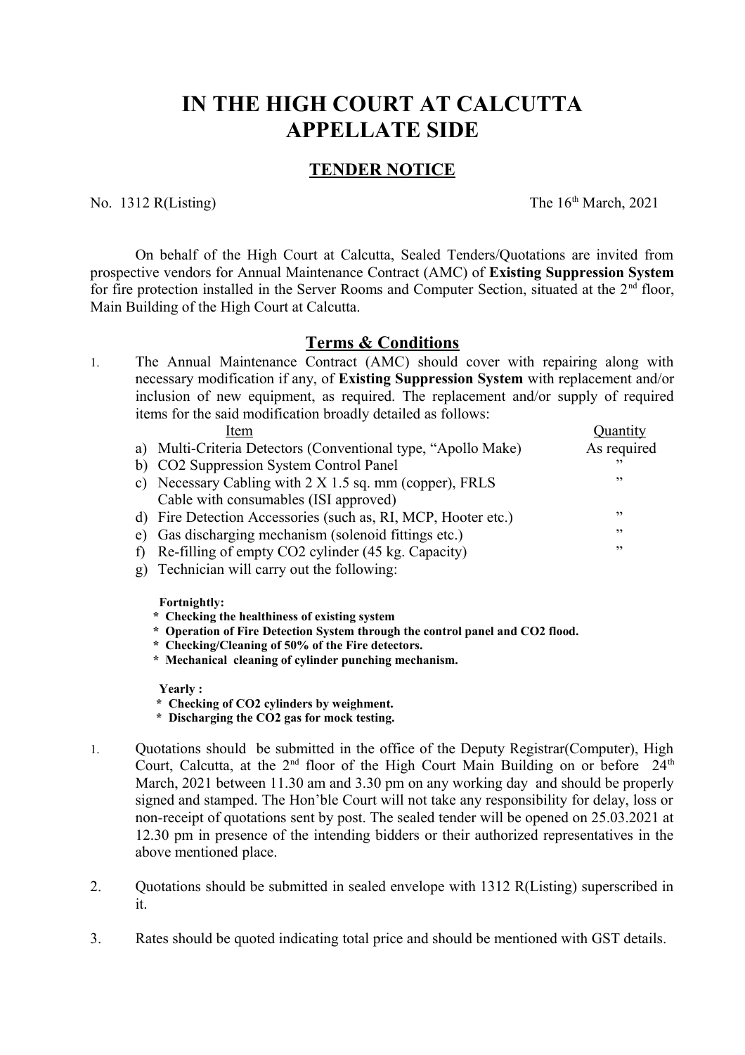# IN THE HIGH COURT AT CALCUTTA
# APPELLATE SIDE

## TENDER NOTICE

No. 1312 R(Listing) The 16th March, 2021

On behalf of the High Court at Calcutta, Sealed Tenders/Quotations are invited from prospective vendors for Annual Maintenance Contract (AMC) of **Existing Suppression System** for fire protection installed in the Server Rooms and Computer Section, situated at the 2nd floor, Main Building of the High Court at Calcutta.

## Terms & Conditions

1. The Annual Maintenance Contract (AMC) should cover with repairing along with necessary modification if any, of **Existing Suppression System** with replacement and/or inclusion of new equipment, as required. The replacement and/or supply of required items for the said modification broadly detailed as follows:

| Item | Quantity |
|---|---|
| a) Multi-Criteria Detectors (Conventional type, "Apollo Make) | As required |
| b) CO2 Suppression System Control Panel | " |
| c) Necessary Cabling with 2 X 1.5 sq. mm (copper), FRLS Cable with consumables (ISI approved) | " |
| d) Fire Detection Accessories (such as, RI, MCP, Hooter etc.) | " |
| e) Gas discharging mechanism (solenoid fittings etc.) | " |
| f) Re-filling of empty CO2 cylinder (45 kg. Capacity) | " |
| g) Technician will carry out the following: | |

**Fortnightly:**
- **Checking the healthiness of existing system**
- **Operation of Fire Detection System through the control panel and CO2 flood.**
- **Checking/Cleaning of 50% of the Fire detectors.**
- **Mechanical cleaning of cylinder punching mechanism.**

**Yearly :**
- **Checking of CO2 cylinders by weighment.**
- **Discharging the CO2 gas for mock testing.**

1. Quotations should be submitted in the office of the Deputy Registrar(Computer), High Court, Calcutta, at the 2nd floor of the High Court Main Building on or before 24th March, 2021 between 11.30 am and 3.30 pm on any working day and should be properly signed and stamped. The Hon'ble Court will not take any responsibility for delay, loss or non-receipt of quotations sent by post. The sealed tender will be opened on 25.03.2021 at 12.30 pm in presence of the intending bidders or their authorized representatives in the above mentioned place.

2. Quotations should be submitted in sealed envelope with 1312 R(Listing) superscribed in it.

3. Rates should be quoted indicating total price and should be mentioned with GST details.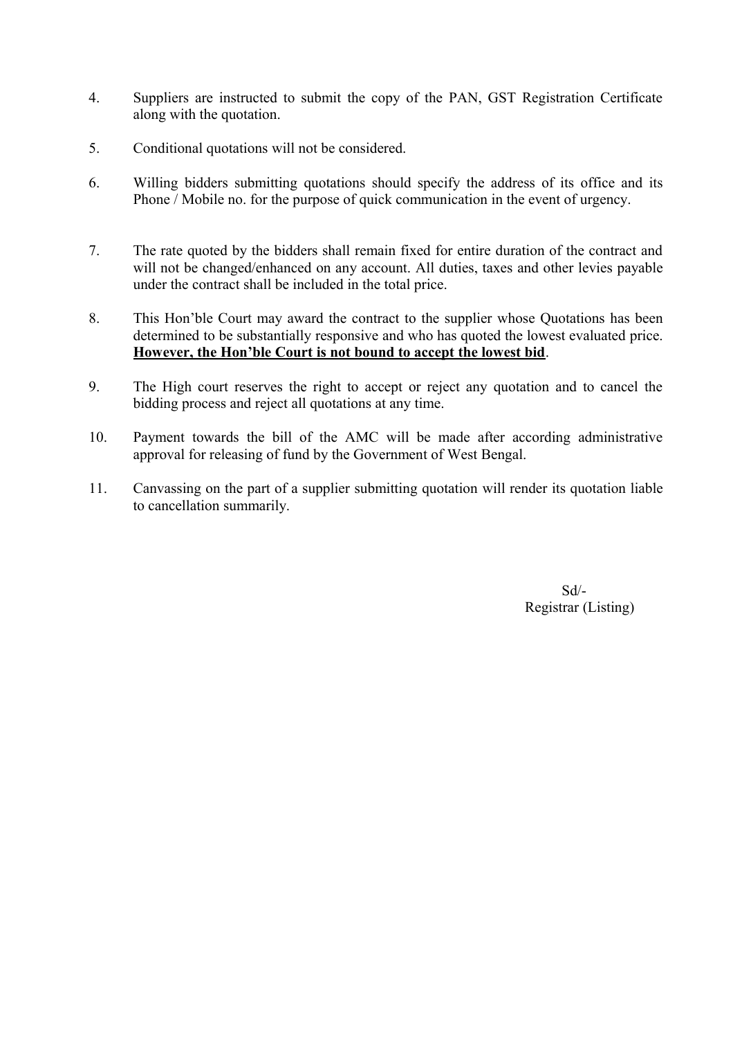4. Suppliers are instructed to submit the copy of the PAN, GST Registration Certificate along with the quotation.

5. Conditional quotations will not be considered.

6. Willing bidders submitting quotations should specify the address of its office and its Phone / Mobile no. for the purpose of quick communication in the event of urgency.

7. The rate quoted by the bidders shall remain fixed for entire duration of the contract and will not be changed/enhanced on any account. All duties, taxes and other levies payable under the contract shall be included in the total price.

8. This Hon'ble Court may award the contract to the supplier whose Quotations has been determined to be substantially responsive and who has quoted the lowest evaluated price. **<u>However, the Hon'ble Court is not bound to accept the lowest bid</u>**.

9. The High court reserves the right to accept or reject any quotation and to cancel the bidding process and reject all quotations at any time.

10. Payment towards the bill of the AMC will be made after according administrative approval for releasing of fund by the Government of West Bengal.

11. Canvassing on the part of a supplier submitting quotation will render its quotation liable to cancellation summarily.

Sd/-
Registrar (Listing)